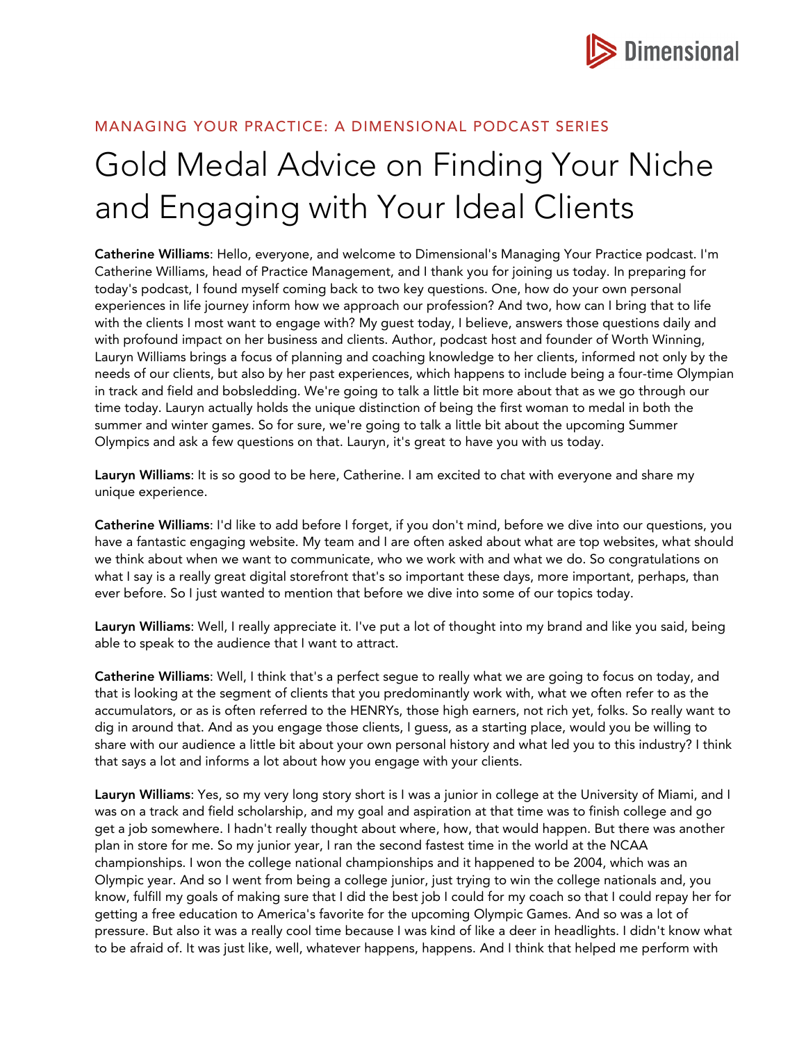MANAGING YOUR PRACTICE: A DIMENSIONAL PODCAST SERIES

# Gold Medal Advice on Finding Your Niche and Engaging with Your Ideal Clients

**Catherine Williams**: Hello, everyone, and welcome to Dimensional's Managing Your Practice podcast. I'm Catherine Williams, head of Practice Management, and I thank you for joining us today. In preparing for today's podcast, I found myself coming back to two key questions. One, how do your own personal experiences in life journey inform how we approach our profession? And two, how can I bring that to life with the clients I most want to engage with? My guest today, I believe, answers those questions daily and with profound impact on her business and clients. Author, podcast host and founder of Worth Winning, Lauryn Williams brings a focus of planning and coaching knowledge to her clients, informed not only by the needs of our clients, but also by her past experiences, which happens to include being a four-time Olympian in track and field and bobsledding. We're going to talk a little bit more about that as we go through our time today. Lauryn actually holds the unique distinction of being the first woman to medal in both the summer and winter games. So for sure, we're going to talk a little bit about the upcoming Summer Olympics and ask a few questions on that. Lauryn, it's great to have you with us today.

**Lauryn Williams**: It is so good to be here, Catherine. I am excited to chat with everyone and share my unique experience.

**Catherine Williams**: I'd like to add before I forget, if you don't mind, before we dive into our questions, you have a fantastic engaging website. My team and I are often asked about what are top websites, what should we think about when we want to communicate, who we work with and what we do. So congratulations on what I say is a really great digital storefront that's so important these days, more important, perhaps, than ever before. So I just wanted to mention that before we dive into some of our topics today.

**Lauryn Williams**: Well, I really appreciate it. I've put a lot of thought into my brand and like you said, being able to speak to the audience that I want to attract.

**Catherine Williams**: Well, I think that's a perfect segue to really what we are going to focus on today, and that is looking at the segment of clients that you predominantly work with, what we often refer to as the accumulators, or as is often referred to the HENRYs, those high earners, not rich yet, folks. So really want to dig in around that. And as you engage those clients, I guess, as a starting place, would you be willing to share with our audience a little bit about your own personal history and what led you to this industry? I think that says a lot and informs a lot about how you engage with your clients.

**Lauryn Williams**: Yes, so my very long story short is I was a junior in college at the University of Miami, and I was on a track and field scholarship, and my goal and aspiration at that time was to finish college and go get a job somewhere. I hadn't really thought about where, how, that would happen. But there was another plan in store for me. So my junior year, I ran the second fastest time in the world at the NCAA championships. I won the college national championships and it happened to be 2004, which was an Olympic year. And so I went from being a college junior, just trying to win the college nationals and, you know, fulfill my goals of making sure that I did the best job I could for my coach so that I could repay her for getting a free education to America's favorite for the upcoming Olympic Games. And so was a lot of pressure. But also it was a really cool time because I was kind of like a deer in headlights. I didn't know what to be afraid of. It was just like, well, whatever happens, happens. And I think that helped me perform with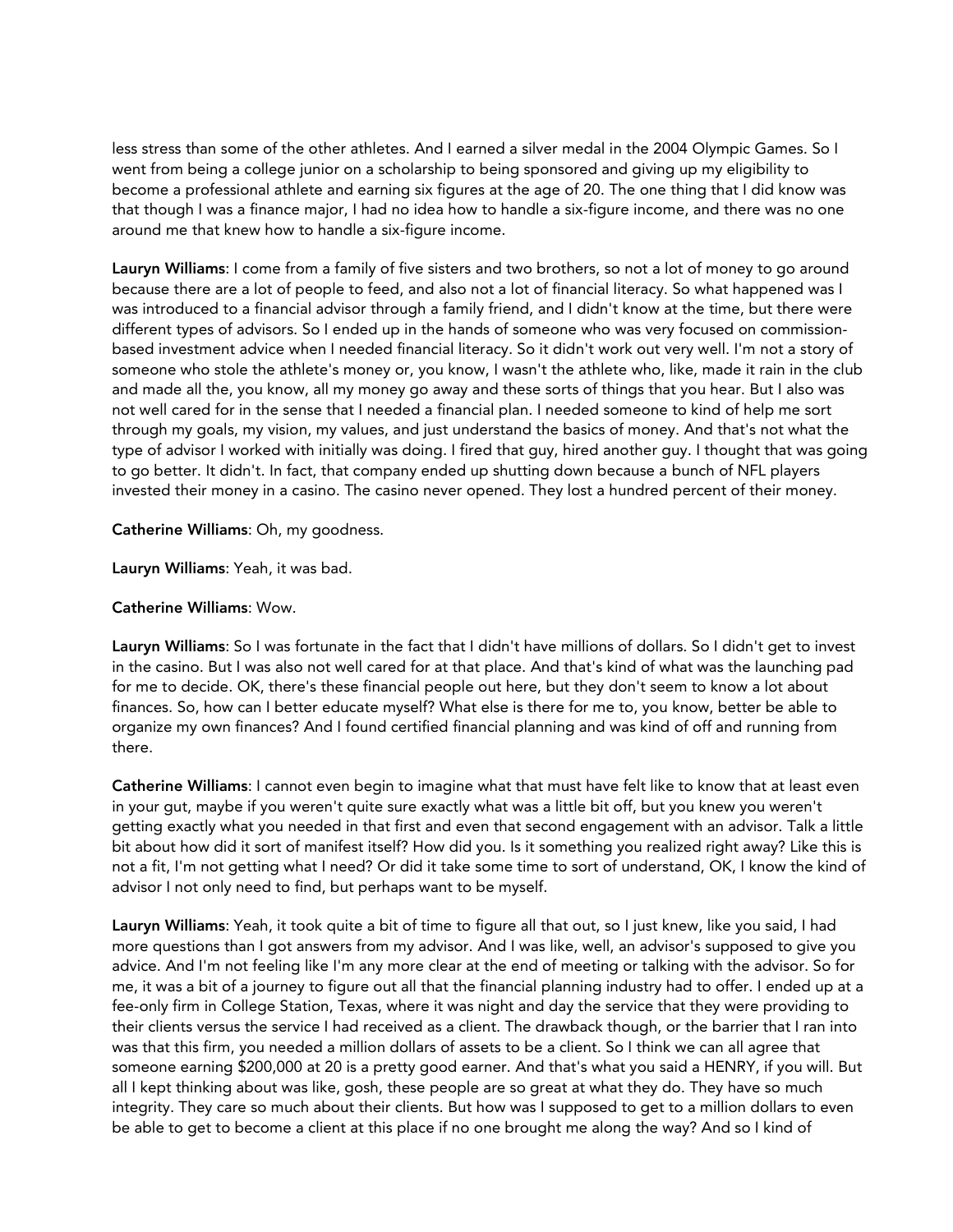less stress than some of the other athletes. And I earned a silver medal in the 2004 Olympic Games. So I went from being a college junior on a scholarship to being sponsored and giving up my eligibility to become a professional athlete and earning six figures at the age of 20. The one thing that I did know was that though I was a finance major, I had no idea how to handle a six-figure income, and there was no one around me that knew how to handle a six-figure income.

**Lauryn Williams**: I come from a family of five sisters and two brothers, so not a lot of money to go around because there are a lot of people to feed, and also not a lot of financial literacy. So what happened was I was introduced to a financial advisor through a family friend, and I didn't know at the time, but there were different types of advisors. So I ended up in the hands of someone who was very focused on commission-based investment advice when I needed financial literacy. So it didn't work out very well. I'm not a story of someone who stole the athlete's money or, you know, I wasn't the athlete who, like, made it rain in the club and made all the, you know, all my money go away and these sorts of things that you hear. But I also was not well cared for in the sense that I needed a financial plan. I needed someone to kind of help me sort through my goals, my vision, my values, and just understand the basics of money. And that's not what the type of advisor I worked with initially was doing. I fired that guy, hired another guy. I thought that was going to go better. It didn't. In fact, that company ended up shutting down because a bunch of NFL players invested their money in a casino. The casino never opened. They lost a hundred percent of their money.

**Catherine Williams**: Oh, my goodness.

**Lauryn Williams**: Yeah, it was bad.

**Catherine Williams**: Wow.

**Lauryn Williams**: So I was fortunate in the fact that I didn't have millions of dollars. So I didn't get to invest in the casino. But I was also not well cared for at that place. And that's kind of what was the launching pad for me to decide. OK, there's these financial people out here, but they don't seem to know a lot about finances. So, how can I better educate myself? What else is there for me to, you know, better be able to organize my own finances? And I found certified financial planning and was kind of off and running from there.

**Catherine Williams**: I cannot even begin to imagine what that must have felt like to know that at least even in your gut, maybe if you weren't quite sure exactly what was a little bit off, but you knew you weren't getting exactly what you needed in that first and even that second engagement with an advisor. Talk a little bit about how did it sort of manifest itself? How did you. Is it something you realized right away? Like this is not a fit, I'm not getting what I need? Or did it take some time to sort of understand, OK, I know the kind of advisor I not only need to find, but perhaps want to be myself.

**Lauryn Williams**: Yeah, it took quite a bit of time to figure all that out, so I just knew, like you said, I had more questions than I got answers from my advisor. And I was like, well, an advisor's supposed to give you advice. And I'm not feeling like I'm any more clear at the end of meeting or talking with the advisor. So for me, it was a bit of a journey to figure out all that the financial planning industry had to offer. I ended up at a fee-only firm in College Station, Texas, where it was night and day the service that they were providing to their clients versus the service I had received as a client. The drawback though, or the barrier that I ran into was that this firm, you needed a million dollars of assets to be a client. So I think we can all agree that someone earning $200,000 at 20 is a pretty good earner. And that's what you said a HENRY, if you will. But all I kept thinking about was like, gosh, these people are so great at what they do. They have so much integrity. They care so much about their clients. But how was I supposed to get to a million dollars to even be able to get to become a client at this place if no one brought me along the way? And so I kind of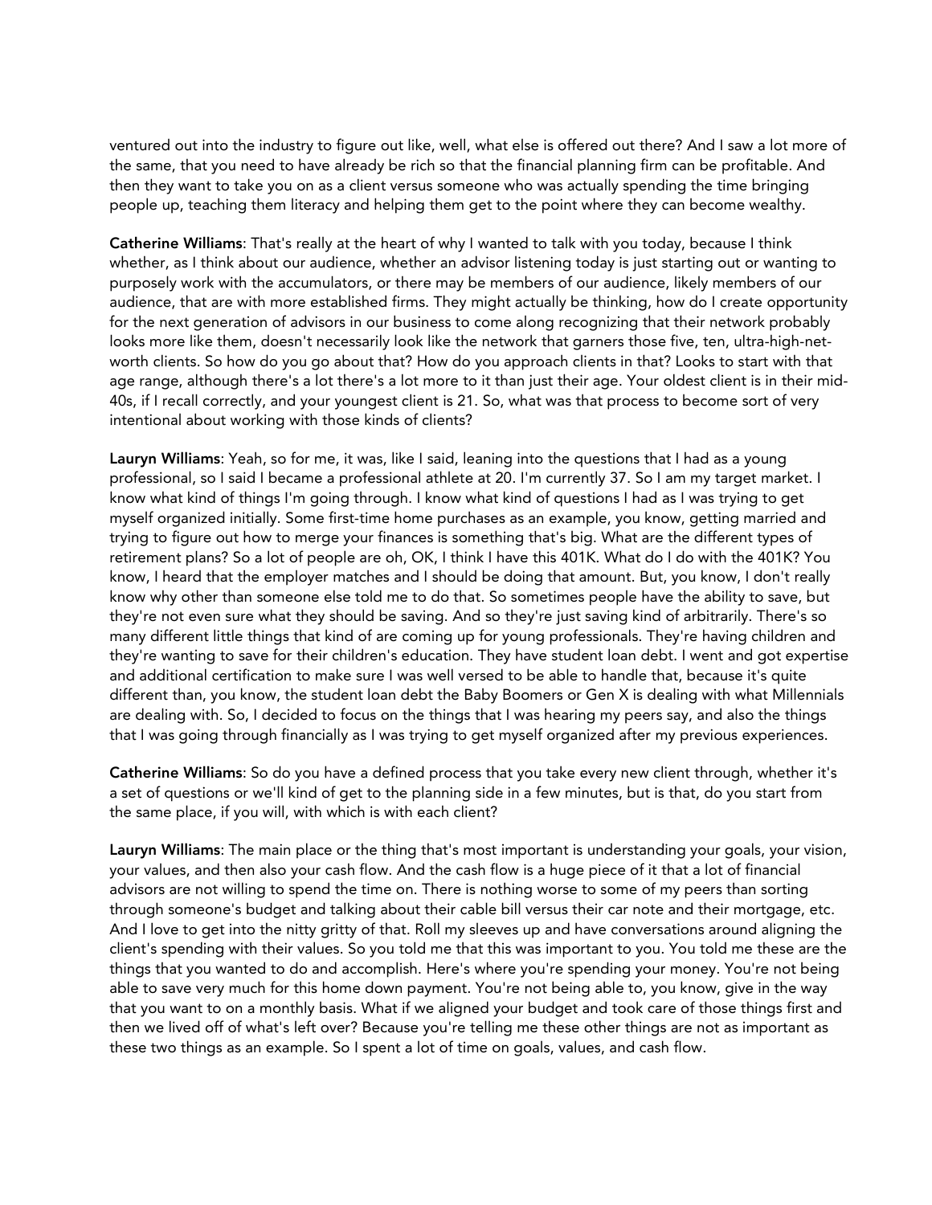ventured out into the industry to figure out like, well, what else is offered out there? And I saw a lot more of the same, that you need to have already be rich so that the financial planning firm can be profitable. And then they want to take you on as a client versus someone who was actually spending the time bringing people up, teaching them literacy and helping them get to the point where they can become wealthy.

**Catherine Williams**: That's really at the heart of why I wanted to talk with you today, because I think whether, as I think about our audience, whether an advisor listening today is just starting out or wanting to purposely work with the accumulators, or there may be members of our audience, likely members of our audience, that are with more established firms. They might actually be thinking, how do I create opportunity for the next generation of advisors in our business to come along recognizing that their network probably looks more like them, doesn't necessarily look like the network that garners those five, ten, ultra-high-net-worth clients. So how do you go about that? How do you approach clients in that? Looks to start with that age range, although there's a lot there's a lot more to it than just their age. Your oldest client is in their mid-40s, if I recall correctly, and your youngest client is 21. So, what was that process to become sort of very intentional about working with those kinds of clients?

**Lauryn Williams**: Yeah, so for me, it was, like I said, leaning into the questions that I had as a young professional, so I said I became a professional athlete at 20. I'm currently 37. So I am my target market. I know what kind of things I'm going through. I know what kind of questions I had as I was trying to get myself organized initially. Some first-time home purchases as an example, you know, getting married and trying to figure out how to merge your finances is something that's big. What are the different types of retirement plans? So a lot of people are oh, OK, I think I have this 401K. What do I do with the 401K? You know, I heard that the employer matches and I should be doing that amount. But, you know, I don't really know why other than someone else told me to do that. So sometimes people have the ability to save, but they're not even sure what they should be saving. And so they're just saving kind of arbitrarily. There's so many different little things that kind of are coming up for young professionals. They're having children and they're wanting to save for their children's education. They have student loan debt. I went and got expertise and additional certification to make sure I was well versed to be able to handle that, because it's quite different than, you know, the student loan debt the Baby Boomers or Gen X is dealing with what Millennials are dealing with. So, I decided to focus on the things that I was hearing my peers say, and also the things that I was going through financially as I was trying to get myself organized after my previous experiences.

**Catherine Williams**: So do you have a defined process that you take every new client through, whether it's a set of questions or we'll kind of get to the planning side in a few minutes, but is that, do you start from the same place, if you will, with which is with each client?

**Lauryn Williams**: The main place or the thing that's most important is understanding your goals, your vision, your values, and then also your cash flow. And the cash flow is a huge piece of it that a lot of financial advisors are not willing to spend the time on. There is nothing worse to some of my peers than sorting through someone's budget and talking about their cable bill versus their car note and their mortgage, etc. And I love to get into the nitty gritty of that. Roll my sleeves up and have conversations around aligning the client's spending with their values. So you told me that this was important to you. You told me these are the things that you wanted to do and accomplish. Here's where you're spending your money. You're not being able to save very much for this home down payment. You're not being able to, you know, give in the way that you want to on a monthly basis. What if we aligned your budget and took care of those things first and then we lived off of what's left over? Because you're telling me these other things are not as important as these two things as an example. So I spent a lot of time on goals, values, and cash flow.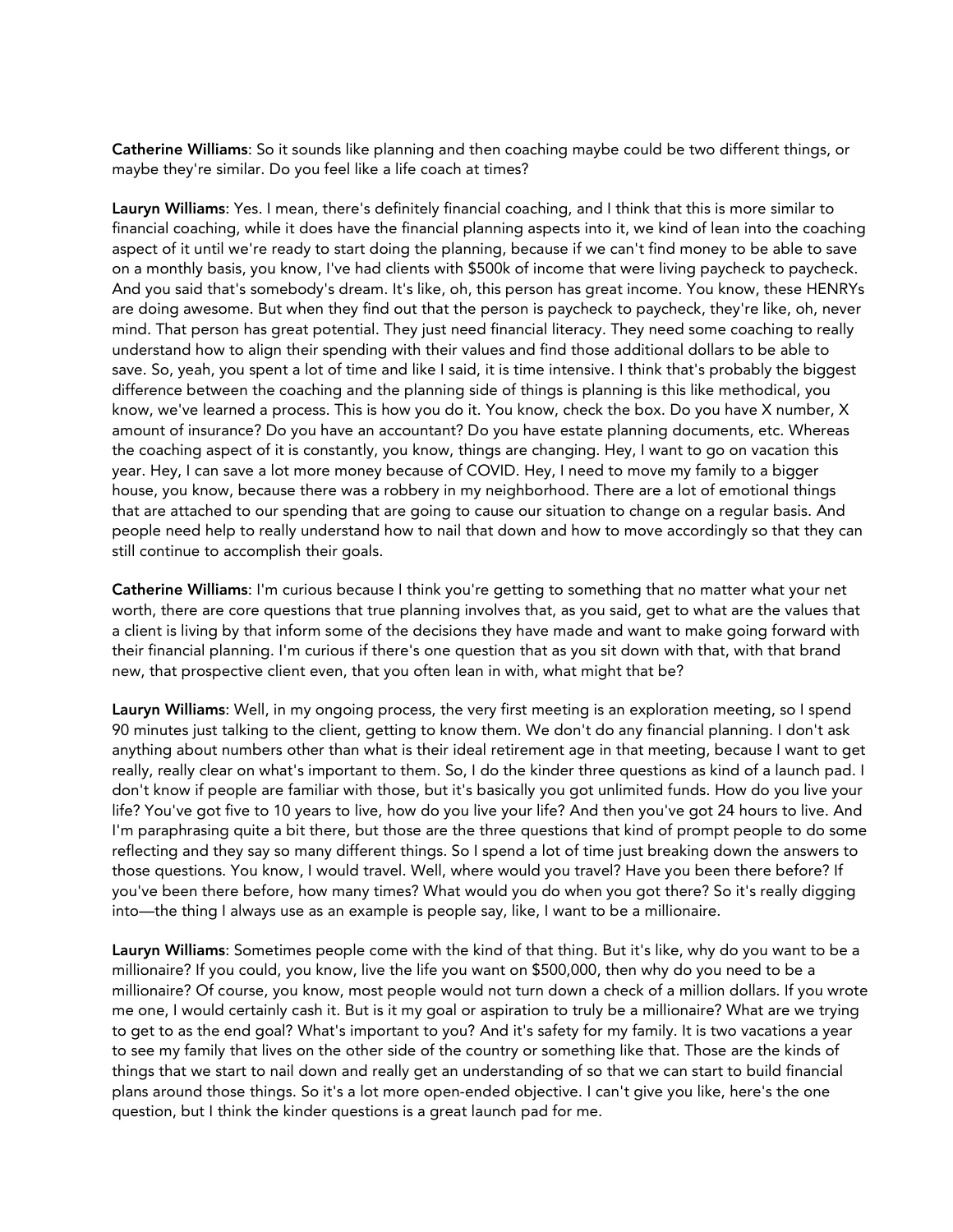**Catherine Williams**: So it sounds like planning and then coaching maybe could be two different things, or maybe they're similar. Do you feel like a life coach at times?

**Lauryn Williams**: Yes. I mean, there's definitely financial coaching, and I think that this is more similar to financial coaching, while it does have the financial planning aspects into it, we kind of lean into the coaching aspect of it until we're ready to start doing the planning, because if we can't find money to be able to save on a monthly basis, you know, I've had clients with $500k of income that were living paycheck to paycheck. And you said that's somebody's dream. It's like, oh, this person has great income. You know, these HENRYs are doing awesome. But when they find out that the person is paycheck to paycheck, they're like, oh, never mind. That person has great potential. They just need financial literacy. They need some coaching to really understand how to align their spending with their values and find those additional dollars to be able to save. So, yeah, you spent a lot of time and like I said, it is time intensive. I think that's probably the biggest difference between the coaching and the planning side of things is planning is this like methodical, you know, we've learned a process. This is how you do it. You know, check the box. Do you have X number, X amount of insurance? Do you have an accountant? Do you have estate planning documents, etc. Whereas the coaching aspect of it is constantly, you know, things are changing. Hey, I want to go on vacation this year. Hey, I can save a lot more money because of COVID. Hey, I need to move my family to a bigger house, you know, because there was a robbery in my neighborhood. There are a lot of emotional things that are attached to our spending that are going to cause our situation to change on a regular basis. And people need help to really understand how to nail that down and how to move accordingly so that they can still continue to accomplish their goals.

**Catherine Williams**: I'm curious because I think you're getting to something that no matter what your net worth, there are core questions that true planning involves that, as you said, get to what are the values that a client is living by that inform some of the decisions they have made and want to make going forward with their financial planning. I'm curious if there's one question that as you sit down with that, with that brand new, that prospective client even, that you often lean in with, what might that be?

**Lauryn Williams**: Well, in my ongoing process, the very first meeting is an exploration meeting, so I spend 90 minutes just talking to the client, getting to know them. We don't do any financial planning. I don't ask anything about numbers other than what is their ideal retirement age in that meeting, because I want to get really, really clear on what's important to them. So, I do the kinder three questions as kind of a launch pad. I don't know if people are familiar with those, but it's basically you got unlimited funds. How do you live your life? You've got five to 10 years to live, how do you live your life? And then you've got 24 hours to live. And I'm paraphrasing quite a bit there, but those are the three questions that kind of prompt people to do some reflecting and they say so many different things. So I spend a lot of time just breaking down the answers to those questions. You know, I would travel. Well, where would you travel? Have you been there before? If you've been there before, how many times? What would you do when you got there? So it's really digging into—the thing I always use as an example is people say, like, I want to be a millionaire.

**Lauryn Williams**: Sometimes people come with the kind of that thing. But it's like, why do you want to be a millionaire? If you could, you know, live the life you want on $500,000, then why do you need to be a millionaire? Of course, you know, most people would not turn down a check of a million dollars. If you wrote me one, I would certainly cash it. But is it my goal or aspiration to truly be a millionaire? What are we trying to get to as the end goal? What's important to you? And it's safety for my family. It is two vacations a year to see my family that lives on the other side of the country or something like that. Those are the kinds of things that we start to nail down and really get an understanding of so that we can start to build financial plans around those things. So it's a lot more open-ended objective. I can't give you like, here's the one question, but I think the kinder questions is a great launch pad for me.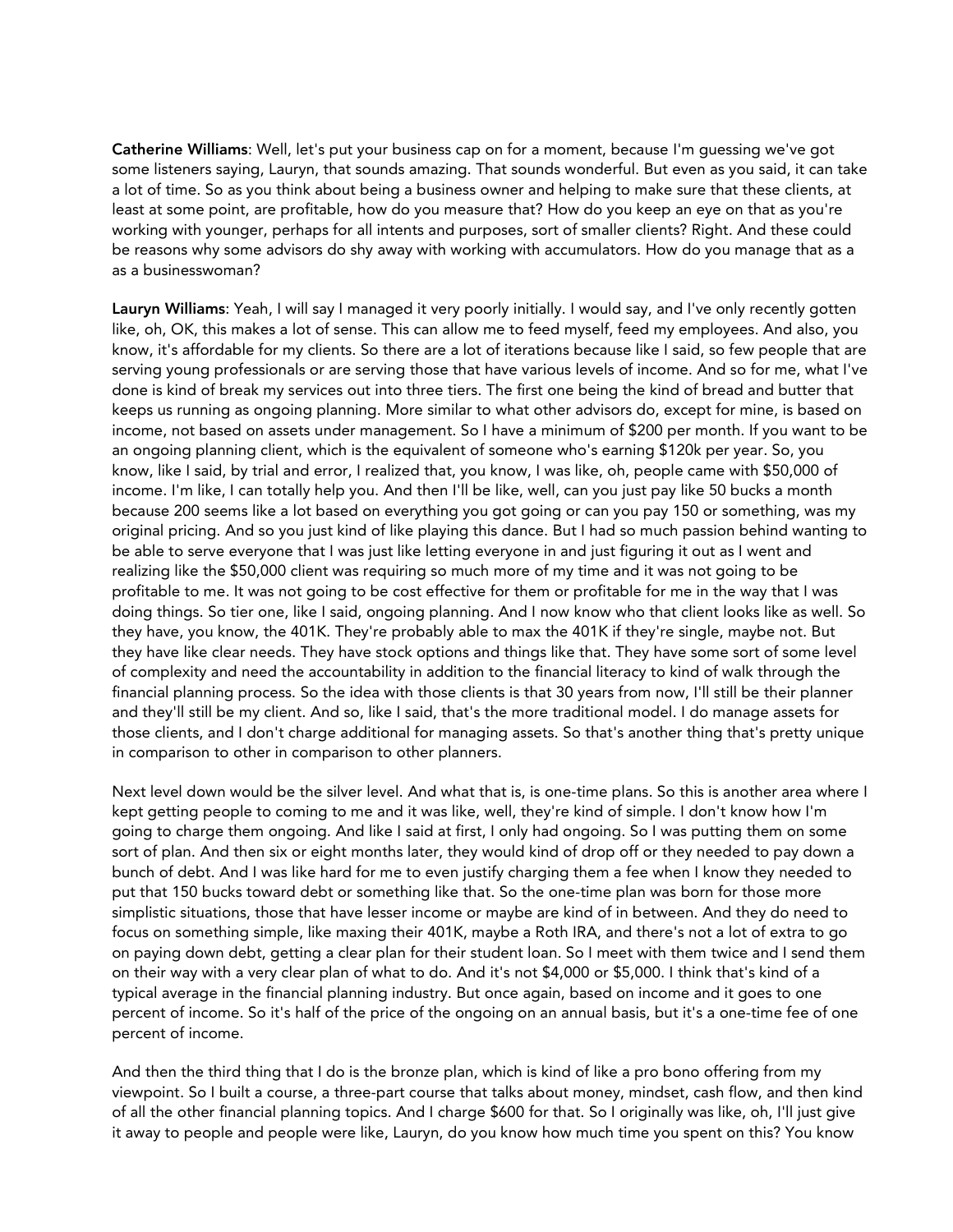**Catherine Williams**: Well, let's put your business cap on for a moment, because I'm guessing we've got some listeners saying, Lauryn, that sounds amazing. That sounds wonderful. But even as you said, it can take a lot of time. So as you think about being a business owner and helping to make sure that these clients, at least at some point, are profitable, how do you measure that? How do you keep an eye on that as you're working with younger, perhaps for all intents and purposes, sort of smaller clients? Right. And these could be reasons why some advisors do shy away with working with accumulators. How do you manage that as a as a businesswoman?

**Lauryn Williams**: Yeah, I will say I managed it very poorly initially. I would say, and I've only recently gotten like, oh, OK, this makes a lot of sense. This can allow me to feed myself, feed my employees. And also, you know, it's affordable for my clients. So there are a lot of iterations because like I said, so few people that are serving young professionals or are serving those that have various levels of income. And so for me, what I've done is kind of break my services out into three tiers. The first one being the kind of bread and butter that keeps us running as ongoing planning. More similar to what other advisors do, except for mine, is based on income, not based on assets under management. So I have a minimum of $200 per month. If you want to be an ongoing planning client, which is the equivalent of someone who's earning $120k per year. So, you know, like I said, by trial and error, I realized that, you know, I was like, oh, people came with $50,000 of income. I'm like, I can totally help you. And then I'll be like, well, can you just pay like 50 bucks a month because 200 seems like a lot based on everything you got going or can you pay 150 or something, was my original pricing. And so you just kind of like playing this dance. But I had so much passion behind wanting to be able to serve everyone that I was just like letting everyone in and just figuring it out as I went and realizing like the $50,000 client was requiring so much more of my time and it was not going to be profitable to me. It was not going to be cost effective for them or profitable for me in the way that I was doing things. So tier one, like I said, ongoing planning. And I now know who that client looks like as well. So they have, you know, the 401K. They're probably able to max the 401K if they're single, maybe not. But they have like clear needs. They have stock options and things like that. They have some sort of some level of complexity and need the accountability in addition to the financial literacy to kind of walk through the financial planning process. So the idea with those clients is that 30 years from now, I'll still be their planner and they'll still be my client. And so, like I said, that's the more traditional model. I do manage assets for those clients, and I don't charge additional for managing assets. So that's another thing that's pretty unique in comparison to other in comparison to other planners.

Next level down would be the silver level. And what that is, is one-time plans. So this is another area where I kept getting people to coming to me and it was like, well, they're kind of simple. I don't know how I'm going to charge them ongoing. And like I said at first, I only had ongoing. So I was putting them on some sort of plan. And then six or eight months later, they would kind of drop off or they needed to pay down a bunch of debt. And I was like hard for me to even justify charging them a fee when I know they needed to put that 150 bucks toward debt or something like that. So the one-time plan was born for those more simplistic situations, those that have lesser income or maybe are kind of in between. And they do need to focus on something simple, like maxing their 401K, maybe a Roth IRA, and there's not a lot of extra to go on paying down debt, getting a clear plan for their student loan. So I meet with them twice and I send them on their way with a very clear plan of what to do. And it's not $4,000 or $5,000. I think that's kind of a typical average in the financial planning industry. But once again, based on income and it goes to one percent of income. So it's half of the price of the ongoing on an annual basis, but it's a one-time fee of one percent of income.

And then the third thing that I do is the bronze plan, which is kind of like a pro bono offering from my viewpoint. So I built a course, a three-part course that talks about money, mindset, cash flow, and then kind of all the other financial planning topics. And I charge $600 for that. So I originally was like, oh, I'll just give it away to people and people were like, Lauryn, do you know how much time you spent on this? You know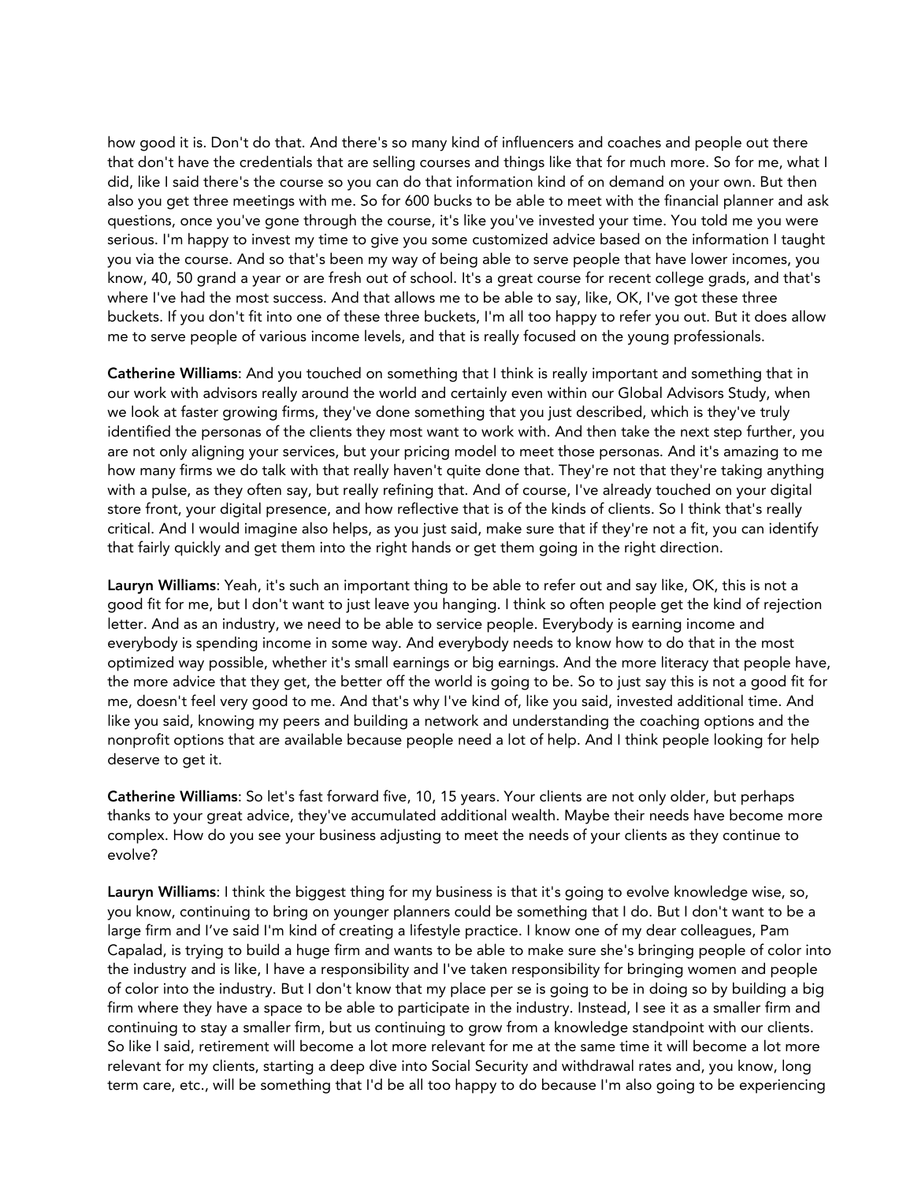how good it is. Don't do that. And there's so many kind of influencers and coaches and people out there that don't have the credentials that are selling courses and things like that for much more. So for me, what I did, like I said there's the course so you can do that information kind of on demand on your own. But then also you get three meetings with me. So for 600 bucks to be able to meet with the financial planner and ask questions, once you've gone through the course, it's like you've invested your time. You told me you were serious. I'm happy to invest my time to give you some customized advice based on the information I taught you via the course. And so that's been my way of being able to serve people that have lower incomes, you know, 40, 50 grand a year or are fresh out of school. It's a great course for recent college grads, and that's where I've had the most success. And that allows me to be able to say, like, OK, I've got these three buckets. If you don't fit into one of these three buckets, I'm all too happy to refer you out. But it does allow me to serve people of various income levels, and that is really focused on the young professionals.

**Catherine Williams**: And you touched on something that I think is really important and something that in our work with advisors really around the world and certainly even within our Global Advisors Study, when we look at faster growing firms, they've done something that you just described, which is they've truly identified the personas of the clients they most want to work with. And then take the next step further, you are not only aligning your services, but your pricing model to meet those personas. And it's amazing to me how many firms we do talk with that really haven't quite done that. They're not that they're taking anything with a pulse, as they often say, but really refining that. And of course, I've already touched on your digital store front, your digital presence, and how reflective that is of the kinds of clients. So I think that's really critical. And I would imagine also helps, as you just said, make sure that if they're not a fit, you can identify that fairly quickly and get them into the right hands or get them going in the right direction.

**Lauryn Williams**: Yeah, it's such an important thing to be able to refer out and say like, OK, this is not a good fit for me, but I don't want to just leave you hanging. I think so often people get the kind of rejection letter. And as an industry, we need to be able to service people. Everybody is earning income and everybody is spending income in some way. And everybody needs to know how to do that in the most optimized way possible, whether it's small earnings or big earnings. And the more literacy that people have, the more advice that they get, the better off the world is going to be. So to just say this is not a good fit for me, doesn't feel very good to me. And that's why I've kind of, like you said, invested additional time. And like you said, knowing my peers and building a network and understanding the coaching options and the nonprofit options that are available because people need a lot of help. And I think people looking for help deserve to get it.

**Catherine Williams**: So let's fast forward five, 10, 15 years. Your clients are not only older, but perhaps thanks to your great advice, they've accumulated additional wealth. Maybe their needs have become more complex. How do you see your business adjusting to meet the needs of your clients as they continue to evolve?

**Lauryn Williams**: I think the biggest thing for my business is that it's going to evolve knowledge wise, so, you know, continuing to bring on younger planners could be something that I do. But I don't want to be a large firm and I've said I'm kind of creating a lifestyle practice. I know one of my dear colleagues, Pam Capalad, is trying to build a huge firm and wants to be able to make sure she's bringing people of color into the industry and is like, I have a responsibility and I've taken responsibility for bringing women and people of color into the industry. But I don't know that my place per se is going to be in doing so by building a big firm where they have a space to be able to participate in the industry. Instead, I see it as a smaller firm and continuing to stay a smaller firm, but us continuing to grow from a knowledge standpoint with our clients. So like I said, retirement will become a lot more relevant for me at the same time it will become a lot more relevant for my clients, starting a deep dive into Social Security and withdrawal rates and, you know, long term care, etc., will be something that I'd be all too happy to do because I'm also going to be experiencing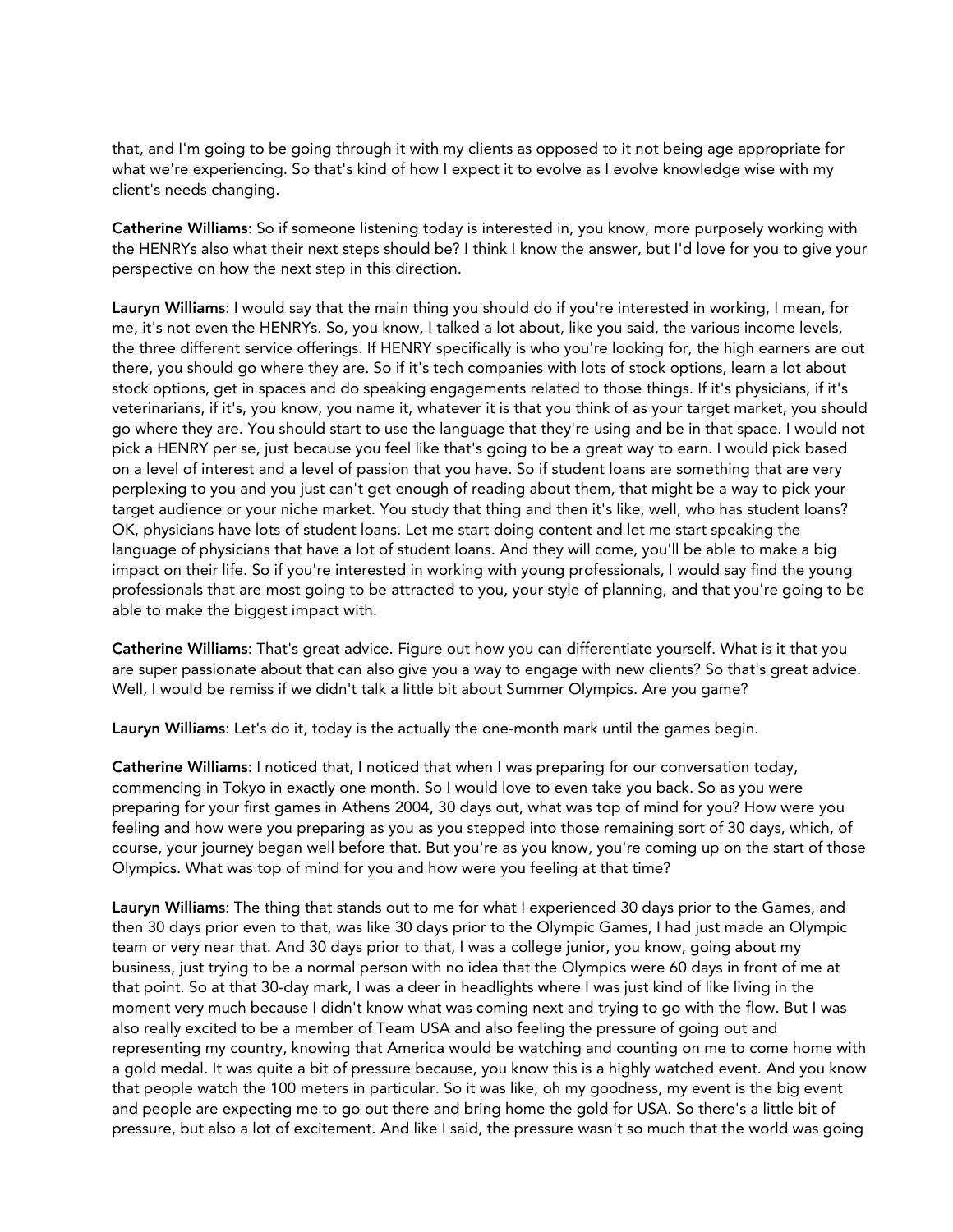that, and I'm going to be going through it with my clients as opposed to it not being age appropriate for what we're experiencing. So that's kind of how I expect it to evolve as I evolve knowledge wise with my client's needs changing.

**Catherine Williams**: So if someone listening today is interested in, you know, more purposely working with the HENRYs also what their next steps should be? I think I know the answer, but I'd love for you to give your perspective on how the next step in this direction.

**Lauryn Williams**: I would say that the main thing you should do if you're interested in working, I mean, for me, it's not even the HENRYs. So, you know, I talked a lot about, like you said, the various income levels, the three different service offerings. If HENRY specifically is who you're looking for, the high earners are out there, you should go where they are. So if it's tech companies with lots of stock options, learn a lot about stock options, get in spaces and do speaking engagements related to those things. If it's physicians, if it's veterinarians, if it's, you know, you name it, whatever it is that you think of as your target market, you should go where they are. You should start to use the language that they're using and be in that space. I would not pick a HENRY per se, just because you feel like that's going to be a great way to earn. I would pick based on a level of interest and a level of passion that you have. So if student loans are something that are very perplexing to you and you just can't get enough of reading about them, that might be a way to pick your target audience or your niche market. You study that thing and then it's like, well, who has student loans? OK, physicians have lots of student loans. Let me start doing content and let me start speaking the language of physicians that have a lot of student loans. And they will come, you'll be able to make a big impact on their life. So if you're interested in working with young professionals, I would say find the young professionals that are most going to be attracted to you, your style of planning, and that you're going to be able to make the biggest impact with.

**Catherine Williams**: That's great advice. Figure out how you can differentiate yourself. What is it that you are super passionate about that can also give you a way to engage with new clients? So that's great advice. Well, I would be remiss if we didn't talk a little bit about Summer Olympics. Are you game?

**Lauryn Williams**: Let's do it, today is the actually the one-month mark until the games begin.

**Catherine Williams**: I noticed that, I noticed that when I was preparing for our conversation today, commencing in Tokyo in exactly one month. So I would love to even take you back. So as you were preparing for your first games in Athens 2004, 30 days out, what was top of mind for you? How were you feeling and how were you preparing as you as you stepped into those remaining sort of 30 days, which, of course, your journey began well before that. But you're as you know, you're coming up on the start of those Olympics. What was top of mind for you and how were you feeling at that time?

**Lauryn Williams**: The thing that stands out to me for what I experienced 30 days prior to the Games, and then 30 days prior even to that, was like 30 days prior to the Olympic Games, I had just made an Olympic team or very near that. And 30 days prior to that, I was a college junior, you know, going about my business, just trying to be a normal person with no idea that the Olympics were 60 days in front of me at that point. So at that 30-day mark, I was a deer in headlights where I was just kind of like living in the moment very much because I didn't know what was coming next and trying to go with the flow. But I was also really excited to be a member of Team USA and also feeling the pressure of going out and representing my country, knowing that America would be watching and counting on me to come home with a gold medal. It was quite a bit of pressure because, you know this is a highly watched event. And you know that people watch the 100 meters in particular. So it was like, oh my goodness, my event is the big event and people are expecting me to go out there and bring home the gold for USA. So there's a little bit of pressure, but also a lot of excitement. And like I said, the pressure wasn't so much that the world was going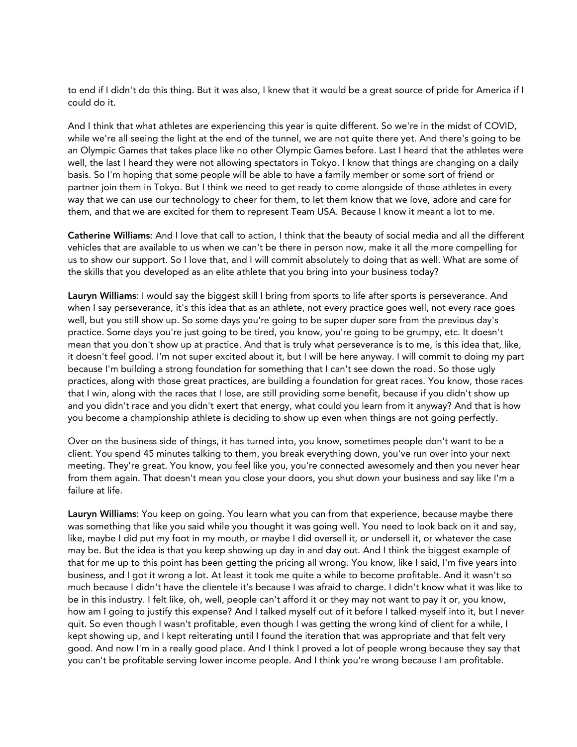to end if I didn't do this thing. But it was also, I knew that it would be a great source of pride for America if I could do it.

And I think that what athletes are experiencing this year is quite different. So we're in the midst of COVID, while we're all seeing the light at the end of the tunnel, we are not quite there yet. And there's going to be an Olympic Games that takes place like no other Olympic Games before. Last I heard that the athletes were well, the last I heard they were not allowing spectators in Tokyo. I know that things are changing on a daily basis. So I'm hoping that some people will be able to have a family member or some sort of friend or partner join them in Tokyo. But I think we need to get ready to come alongside of those athletes in every way that we can use our technology to cheer for them, to let them know that we love, adore and care for them, and that we are excited for them to represent Team USA. Because I know it meant a lot to me.

**Catherine Williams**: And I love that call to action, I think that the beauty of social media and all the different vehicles that are available to us when we can't be there in person now, make it all the more compelling for us to show our support. So I love that, and I will commit absolutely to doing that as well. What are some of the skills that you developed as an elite athlete that you bring into your business today?

**Lauryn Williams**: I would say the biggest skill I bring from sports to life after sports is perseverance. And when I say perseverance, it's this idea that as an athlete, not every practice goes well, not every race goes well, but you still show up. So some days you're going to be super duper sore from the previous day's practice. Some days you're just going to be tired, you know, you're going to be grumpy, etc. It doesn't mean that you don't show up at practice. And that is truly what perseverance is to me, is this idea that, like, it doesn't feel good. I'm not super excited about it, but I will be here anyway. I will commit to doing my part because I'm building a strong foundation for something that I can't see down the road. So those ugly practices, along with those great practices, are building a foundation for great races. You know, those races that I win, along with the races that I lose, are still providing some benefit, because if you didn't show up and you didn't race and you didn't exert that energy, what could you learn from it anyway? And that is how you become a championship athlete is deciding to show up even when things are not going perfectly.

Over on the business side of things, it has turned into, you know, sometimes people don't want to be a client. You spend 45 minutes talking to them, you break everything down, you've run over into your next meeting. They're great. You know, you feel like you, you're connected awesomely and then you never hear from them again. That doesn't mean you close your doors, you shut down your business and say like I'm a failure at life.

**Lauryn Williams**: You keep on going. You learn what you can from that experience, because maybe there was something that like you said while you thought it was going well. You need to look back on it and say, like, maybe I did put my foot in my mouth, or maybe I did oversell it, or undersell it, or whatever the case may be. But the idea is that you keep showing up day in and day out. And I think the biggest example of that for me up to this point has been getting the pricing all wrong. You know, like I said, I'm five years into business, and I got it wrong a lot. At least it took me quite a while to become profitable. And it wasn't so much because I didn't have the clientele it's because I was afraid to charge. I didn't know what it was like to be in this industry. I felt like, oh, well, people can't afford it or they may not want to pay it or, you know, how am I going to justify this expense? And I talked myself out of it before I talked myself into it, but I never quit. So even though I wasn't profitable, even though I was getting the wrong kind of client for a while, I kept showing up, and I kept reiterating until I found the iteration that was appropriate and that felt very good. And now I'm in a really good place. And I think I proved a lot of people wrong because they say that you can't be profitable serving lower income people. And I think you're wrong because I am profitable.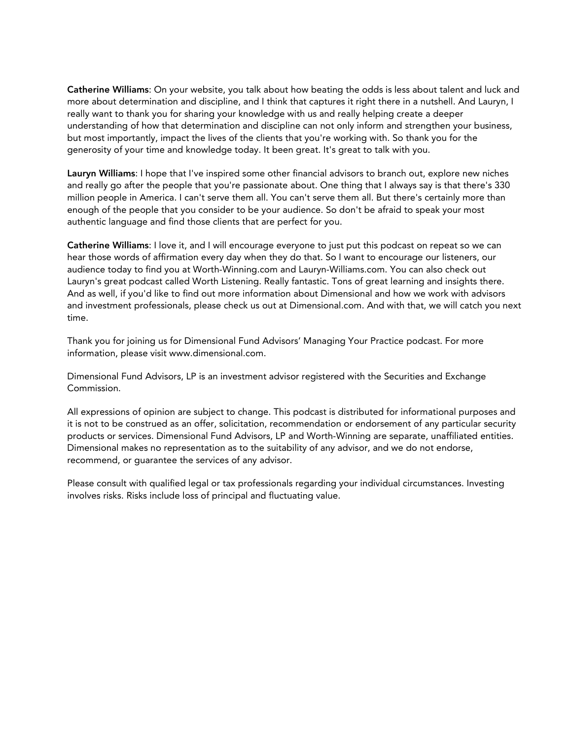**Catherine Williams**: On your website, you talk about how beating the odds is less about talent and luck and more about determination and discipline, and I think that captures it right there in a nutshell. And Lauryn, I really want to thank you for sharing your knowledge with us and really helping create a deeper understanding of how that determination and discipline can not only inform and strengthen your business, but most importantly, impact the lives of the clients that you're working with. So thank you for the generosity of your time and knowledge today. It been great. It's great to talk with you.

**Lauryn Williams**: I hope that I've inspired some other financial advisors to branch out, explore new niches and really go after the people that you're passionate about. One thing that I always say is that there's 330 million people in America. I can't serve them all. You can't serve them all. But there's certainly more than enough of the people that you consider to be your audience. So don't be afraid to speak your most authentic language and find those clients that are perfect for you.

**Catherine Williams**: I love it, and I will encourage everyone to just put this podcast on repeat so we can hear those words of affirmation every day when they do that. So I want to encourage our listeners, our audience today to find you at Worth-Winning.com and Lauryn-Williams.com. You can also check out Lauryn's great podcast called Worth Listening. Really fantastic. Tons of great learning and insights there. And as well, if you'd like to find out more information about Dimensional and how we work with advisors and investment professionals, please check us out at Dimensional.com. And with that, we will catch you next time.

Thank you for joining us for Dimensional Fund Advisors' Managing Your Practice podcast. For more information, please visit www.dimensional.com.

Dimensional Fund Advisors, LP is an investment advisor registered with the Securities and Exchange Commission.

All expressions of opinion are subject to change. This podcast is distributed for informational purposes and it is not to be construed as an offer, solicitation, recommendation or endorsement of any particular security products or services. Dimensional Fund Advisors, LP and Worth-Winning are separate, unaffiliated entities. Dimensional makes no representation as to the suitability of any advisor, and we do not endorse, recommend, or guarantee the services of any advisor.

Please consult with qualified legal or tax professionals regarding your individual circumstances. Investing involves risks. Risks include loss of principal and fluctuating value.